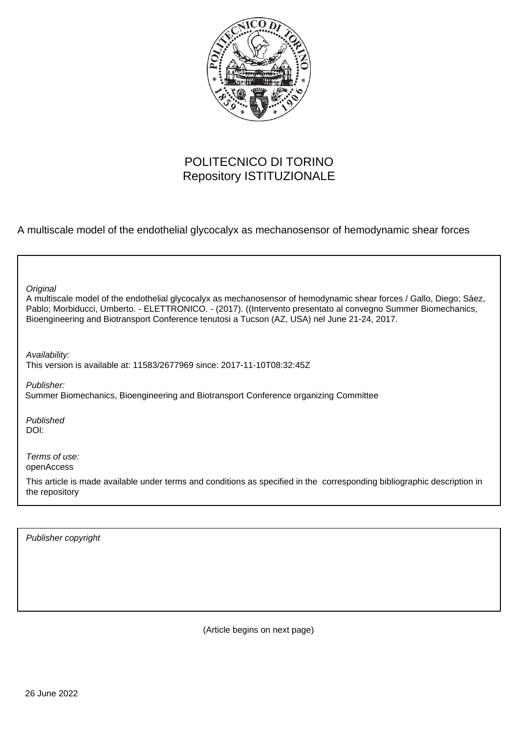POLITECNICO DI TORINO
Repository ISTITUZIONALE

A multiscale model of the endothelial glycocalyx as mechanosensor of hemodynamic shear forces

*Original*
A multiscale model of the endothelial glycocalyx as mechanosensor of hemodynamic shear forces / Gallo, Diego; Sáez, Pablo; Morbiducci, Umberto. - ELETTRONICO. - (2017). ((Intervento presentato al convegno Summer Biomechanics, Bioengineering and Biotransport Conference tenutosi a Tucson (AZ, USA) nel June 21-24, 2017.

*Availability:*
This version is available at: 11583/2677969 since: 2017-11-10T08:32:45Z

*Publisher:*
Summer Biomechanics, Bioengineering and Biotransport Conference organizing Committee

*Published*
DOI:

*Terms of use:*
openAccess

This article is made available under terms and conditions as specified in the corresponding bibliographic description in the repository

*Publisher copyright*

(Article begins on next page)

26 June 2022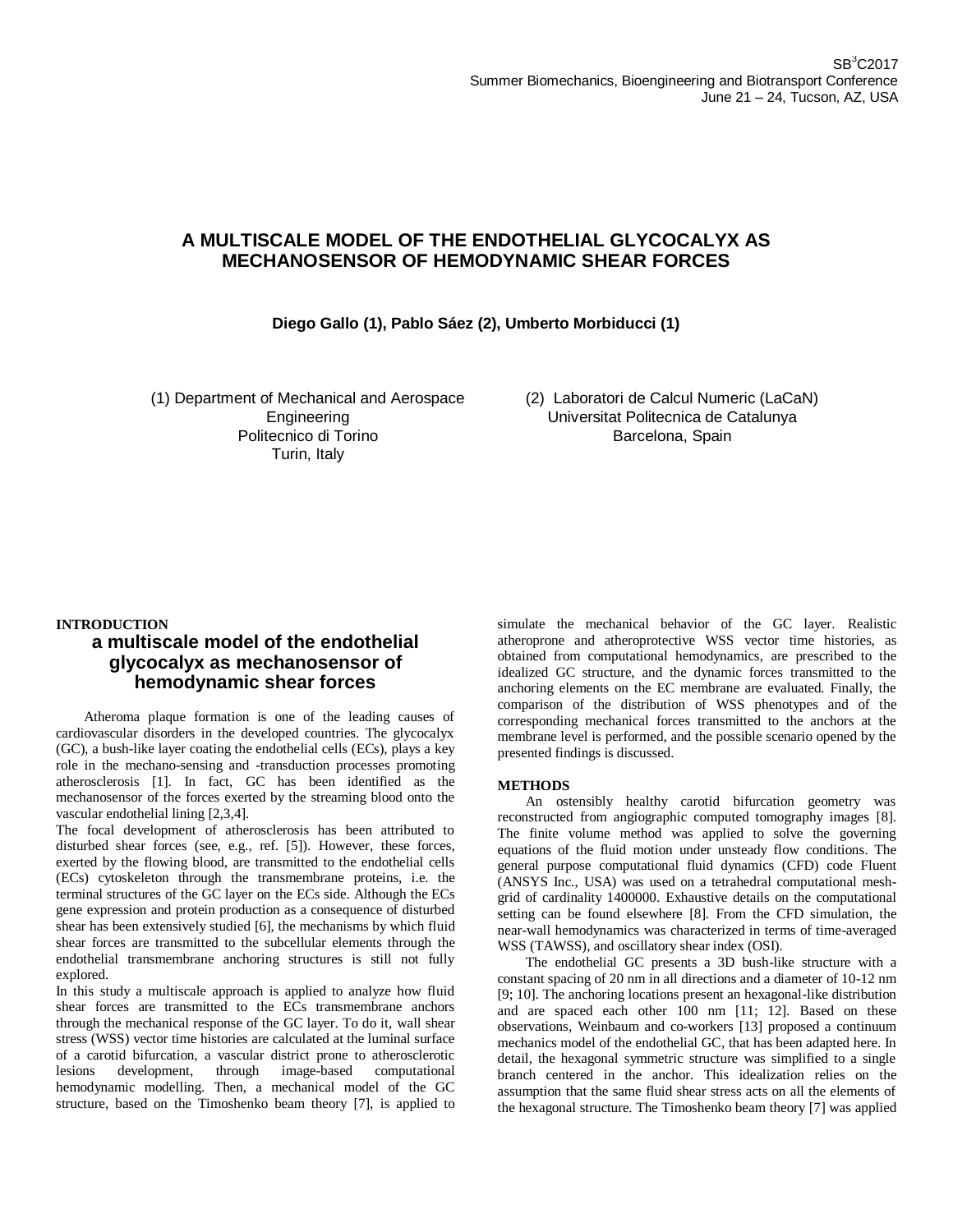# A MULTISCALE MODEL OF THE ENDOTHELIAL GLYCOCALYX AS MECHANOSENSOR OF HEMODYNAMIC SHEAR FORCES

**Diego Gallo (1), Pablo Sáez (2), Umberto Morbiducci (1)**

(1) Department of Mechanical and Aerospace Engineering
Politecnico di Torino
Turin, Italy

(2) Laboratori de Calcul Numeric (LaCaN)
Universitat Politecnica de Catalunya
Barcelona, Spain

## INTRODUCTION

### a multiscale model of the endothelial glycocalyx as mechanosensor of hemodynamic shear forces

Atheroma plaque formation is one of the leading causes of cardiovascular disorders in the developed countries. The glycocalyx (GC), a bush-like layer coating the endothelial cells (ECs), plays a key role in the mechano-sensing and -transduction processes promoting atherosclerosis [1]. In fact, GC has been identified as the mechanosensor of the forces exerted by the streaming blood onto the vascular endothelial lining [2,3,4].

The focal development of atherosclerosis has been attributed to disturbed shear forces (see, e.g., ref. [5]). However, these forces, exerted by the flowing blood, are transmitted to the endothelial cells (ECs) cytoskeleton through the transmembrane proteins, i.e. the terminal structures of the GC layer on the ECs side. Although the ECs gene expression and protein production as a consequence of disturbed shear has been extensively studied [6], the mechanisms by which fluid shear forces are transmitted to the subcellular elements through the endothelial transmembrane anchoring structures is still not fully explored.

In this study a multiscale approach is applied to analyze how fluid shear forces are transmitted to the ECs transmembrane anchors through the mechanical response of the GC layer. To do it, wall shear stress (WSS) vector time histories are calculated at the luminal surface of a carotid bifurcation, a vascular district prone to atherosclerotic lesions development, through image-based computational hemodynamic modelling. Then, a mechanical model of the GC structure, based on the Timoshenko beam theory [7], is applied to simulate the mechanical behavior of the GC layer. Realistic atheroprone and atheroprotective WSS vector time histories, as obtained from computational hemodynamics, are prescribed to the idealized GC structure, and the dynamic forces transmitted to the anchoring elements on the EC membrane are evaluated. Finally, the comparison of the distribution of WSS phenotypes and of the corresponding mechanical forces transmitted to the anchors at the membrane level is performed, and the possible scenario opened by the presented findings is discussed.

## METHODS

An ostensibly healthy carotid bifurcation geometry was reconstructed from angiographic computed tomography images [8]. The finite volume method was applied to solve the governing equations of the fluid motion under unsteady flow conditions. The general purpose computational fluid dynamics (CFD) code Fluent (ANSYS Inc., USA) was used on a tetrahedral computational mesh-grid of cardinality 1400000. Exhaustive details on the computational setting can be found elsewhere [8]. From the CFD simulation, the near-wall hemodynamics was characterized in terms of time-averaged WSS (TAWSS), and oscillatory shear index (OSI).

The endothelial GC presents a 3D bush-like structure with a constant spacing of 20 nm in all directions and a diameter of 10-12 nm [9; 10]. The anchoring locations present an hexagonal-like distribution and are spaced each other 100 nm [11; 12]. Based on these observations, Weinbaum and co-workers [13] proposed a continuum mechanics model of the endothelial GC, that has been adapted here. In detail, the hexagonal symmetric structure was simplified to a single branch centered in the anchor. This idealization relies on the assumption that the same fluid shear stress acts on all the elements of the hexagonal structure. The Timoshenko beam theory [7] was applied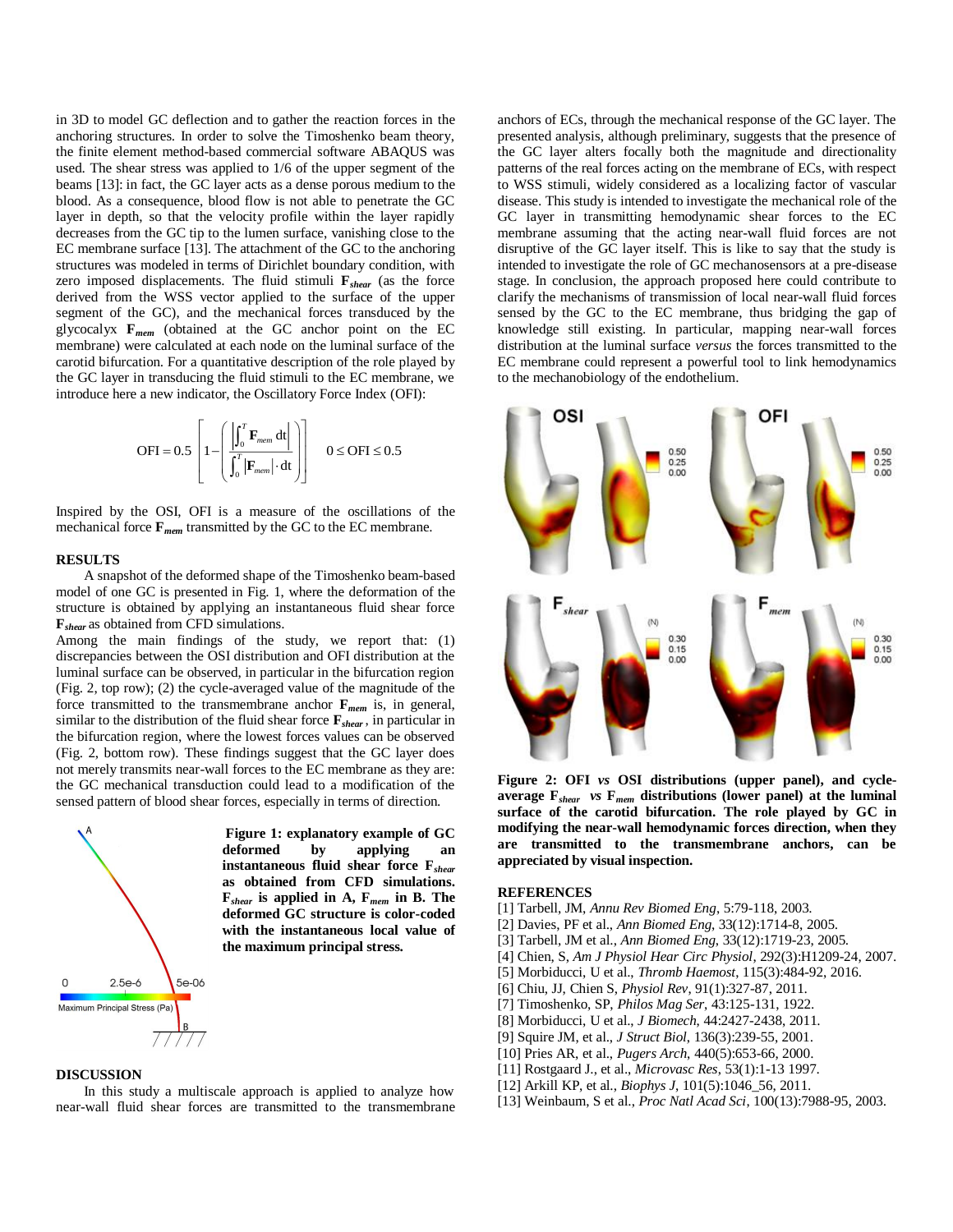in 3D to model GC deflection and to gather the reaction forces in the anchoring structures. In order to solve the Timoshenko beam theory, the finite element method-based commercial software ABAQUS was used. The shear stress was applied to 1/6 of the upper segment of the beams [13]: in fact, the GC layer acts as a dense porous medium to the blood. As a consequence, blood flow is not able to penetrate the GC layer in depth, so that the velocity profile within the layer rapidly decreases from the GC tip to the lumen surface, vanishing close to the EC membrane surface [13]. The attachment of the GC to the anchoring structures was modeled in terms of Dirichlet boundary condition, with zero imposed displacements. The fluid stimuli $\mathbf{F}_{shear}$ (as the force derived from the WSS vector applied to the surface of the upper segment of the GC), and the mechanical forces transduced by the glycocalyx $\mathbf{F}_{mem}$ (obtained at the GC anchor point on the EC membrane) were calculated at each node on the luminal surface of the carotid bifurcation. For a quantitative description of the role played by the GC layer in transducing the fluid stimuli to the EC membrane, we introduce here a new indicator, the Oscillatory Force Index (OFI):

$$\mathrm{OFI} = 0.5\left[1-\left(\frac{\left|\int_0^T \mathbf{F}_{mem}\,\mathrm{dt}\right|}{\int_0^T \left|\mathbf{F}_{mem}\right|\cdot \mathrm{dt}}\right)\right] \qquad 0 \le \mathrm{OFI} \le 0.5$$

Inspired by the OSI, OFI is a measure of the oscillations of the mechanical force $\mathbf{F}_{mem}$ transmitted by the GC to the EC membrane.

## RESULTS

A snapshot of the deformed shape of the Timoshenko beam-based model of one GC is presented in Fig. 1, where the deformation of the structure is obtained by applying an instantaneous fluid shear force $\mathbf{F}_{shear}$ as obtained from CFD simulations.

Among the main findings of the study, we report that: (1) discrepancies between the OSI distribution and OFI distribution at the luminal surface can be observed, in particular in the bifurcation region (Fig. 2, top row); (2) the cycle-averaged value of the magnitude of the force transmitted to the transmembrane anchor $\mathbf{F}_{mem}$ is, in general, similar to the distribution of the fluid shear force $\mathbf{F}_{shear}$, in particular in the bifurcation region, where the lowest forces values can be observed (Fig. 2, bottom row). These findings suggest that the GC layer does not merely transmits near-wall forces to the EC membrane as they are: the GC mechanical transduction could lead to a modification of the sensed pattern of blood shear forces, especially in terms of direction.

A

0 2.5e-6 5e-06

Maximum Principal Stress (Pa)

B

**Figure 1: explanatory example of GC deformed by applying an instantaneous fluid shear force $\mathbf{F}_{shear}$ as obtained from CFD simulations. $\mathbf{F}_{shear}$ is applied in A, $\mathbf{F}_{mem}$ in B. The deformed GC structure is color-coded with the instantaneous local value of the maximum principal stress.**

## DISCUSSION

In this study a multiscale approach is applied to analyze how near-wall fluid shear forces are transmitted to the transmembrane anchors of ECs, through the mechanical response of the GC layer. The presented analysis, although preliminary, suggests that the presence of the GC layer alters focally both the magnitude and directionality patterns of the real forces acting on the membrane of ECs, with respect to WSS stimuli, widely considered as a localizing factor of vascular disease. This study is intended to investigate the mechanical role of the GC layer in transmitting hemodynamic shear forces to the EC membrane assuming that the acting near-wall fluid forces are not disruptive of the GC layer itself. This is like to say that the study is intended to investigate the role of GC mechanosensors at a pre-disease stage. In conclusion, the approach proposed here could contribute to clarify the mechanisms of transmission of local near-wall fluid forces sensed by the GC to the EC membrane, thus bridging the gap of knowledge still existing. In particular, mapping near-wall forces distribution at the luminal surface *versus* the forces transmitted to the EC membrane could represent a powerful tool to link hemodynamics to the mechanobiology of the endothelium.

OSI

0.50 0.25 0.00

OFI

0.50 0.25 0.00

$\mathbf{F}_{shear}$

(N) 0.30 0.15 0.00

$\mathbf{F}_{mem}$

(N) 0.30 0.15 0.00

**Figure 2: OFI *vs* OSI distributions (upper panel), and cycle-average $\mathbf{F}_{shear}$ *vs* $\mathbf{F}_{mem}$ distributions (lower panel) at the luminal surface of the carotid bifurcation. The role played by GC in modifying the near-wall hemodynamic forces direction, when they are transmitted to the transmembrane anchors, can be appreciated by visual inspection.**

## REFERENCES

[1] Tarbell, JM, *Annu Rev Biomed Eng*, 5:79-118, 2003.
[2] Davies, PF et al., *Ann Biomed Eng*, 33(12):1714-8, 2005.
[3] Tarbell, JM et al., *Ann Biomed Eng*, 33(12):1719-23, 2005.
[4] Chien, S, *Am J Physiol Hear Circ Physiol*, 292(3):H1209-24, 2007.
[5] Morbiducci, U et al., *Thromb Haemost*, 115(3):484-92, 2016.
[6] Chiu, JJ, Chien S, *Physiol Rev*, 91(1):327-87, 2011.
[7] Timoshenko, SP, *Philos Mag Ser*, 43:125-131, 1922.
[8] Morbiducci, U et al., *J Biomech*, 44:2427-2438, 2011.
[9] Squire JM, et al., *J Struct Biol*, 136(3):239-55, 2001.
[10] Pries AR, et al., *Pugers Arch*, 440(5):653-66, 2000.
[11] Rostgaard J., et al., *Microvasc Res*, 53(1):1-13 1997.
[12] Arkill KP, et al., *Biophys J*, 101(5):1046_56, 2011.
[13] Weinbaum, S et al., *Proc Natl Acad Sci*, 100(13):7988-95, 2003.